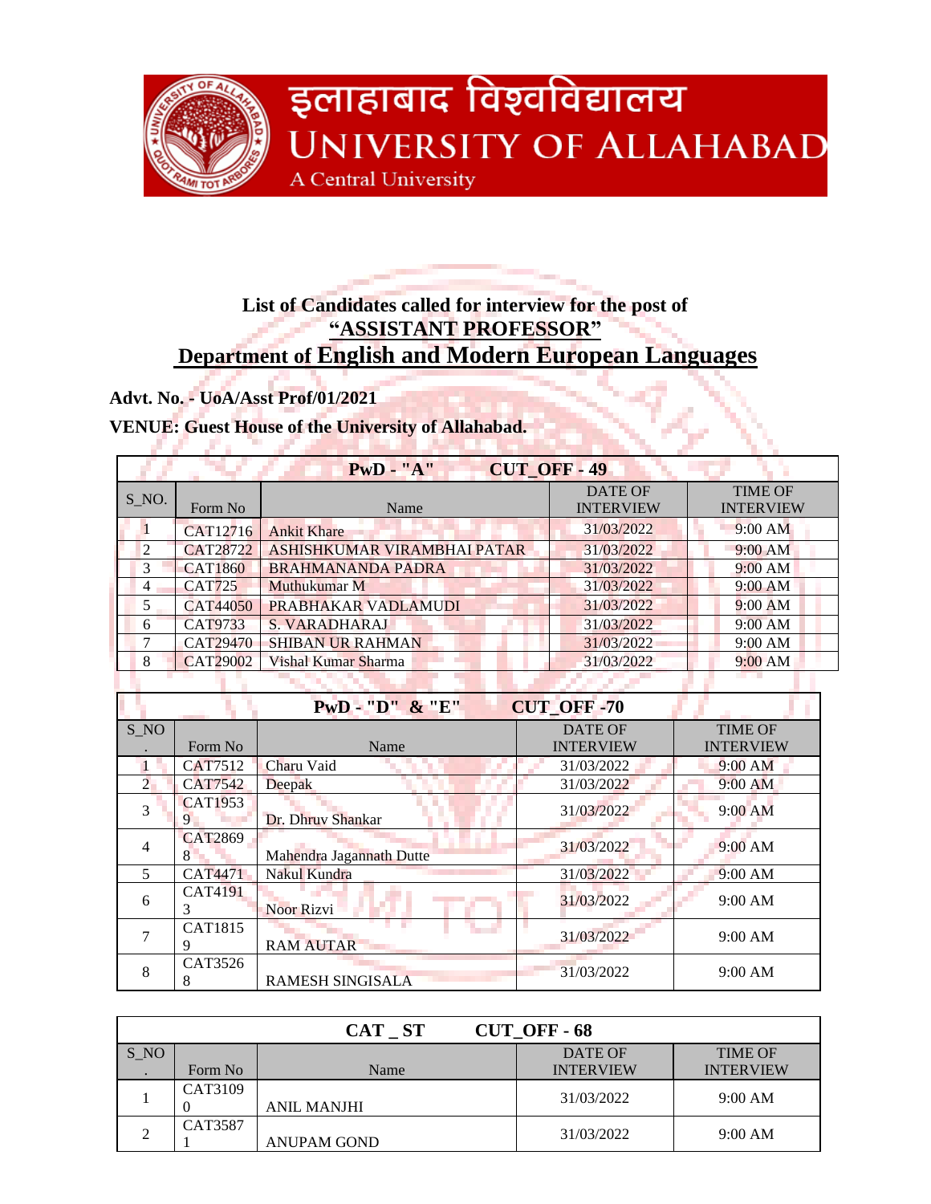इलाहाबाद विश्वविद्यालय
UNIVERSITY OF ALLAHABAD
A Central University

## List of Candidates called for interview for the post of "ASSISTANT PROFESSOR" Department of English and Modern European Languages

**Advt. No. - UoA/Asst Prof/01/2021**

**VENUE: Guest House of the University of Allahabad.**

| PwD - "A" CUT_OFF - 49 | | | | |
|---|---|---|---|---|
| S_NO. | Form No | Name | DATE OF INTERVIEW | TIME OF INTERVIEW |
| 1 | CAT12716 | Ankit Khare | 31/03/2022 | 9:00 AM |
| 2 | CAT28722 | ASHISHKUMAR VIRAMBHAI PATAR | 31/03/2022 | 9:00 AM |
| 3 | CAT1860 | BRAHMANANDA PADRA | 31/03/2022 | 9:00 AM |
| 4 | CAT725 | Muthukumar M | 31/03/2022 | 9:00 AM |
| 5 | CAT44050 | PRABHAKAR VADLAMUDI | 31/03/2022 | 9:00 AM |
| 6 | CAT9733 | S. VARADHARAJ | 31/03/2022 | 9:00 AM |
| 7 | CAT29470 | SHIBAN UR RAHMAN | 31/03/2022 | 9:00 AM |
| 8 | CAT29002 | Vishal Kumar Sharma | 31/03/2022 | 9:00 AM |

| PwD - "D" & "E" CUT_OFF -70 | | | | |
|---|---|---|---|---|
| S_NO. | Form No | Name | DATE OF INTERVIEW | TIME OF INTERVIEW |
| 1 | CAT7512 | Charu Vaid | 31/03/2022 | 9:00 AM |
| 2 | CAT7542 | Deepak | 31/03/2022 | 9:00 AM |
| 3 | CAT19539 | Dr. Dhruv Shankar | 31/03/2022 | 9:00 AM |
| 4 | CAT28698 | Mahendra Jagannath Dutte | 31/03/2022 | 9:00 AM |
| 5 | CAT4471 | Nakul Kundra | 31/03/2022 | 9:00 AM |
| 6 | CAT41913 | Noor Rizvi | 31/03/2022 | 9:00 AM |
| 7 | CAT18159 | RAM AUTAR | 31/03/2022 | 9:00 AM |
| 8 | CAT35268 | RAMESH SINGISALA | 31/03/2022 | 9:00 AM |

| CAT _ ST CUT_OFF - 68 | | | | |
|---|---|---|---|---|
| S_NO. | Form No | Name | DATE OF INTERVIEW | TIME OF INTERVIEW |
| 1 | CAT31090 | ANIL MANJHI | 31/03/2022 | 9:00 AM |
| 2 | CAT35871 | ANUPAM GOND | 31/03/2022 | 9:00 AM |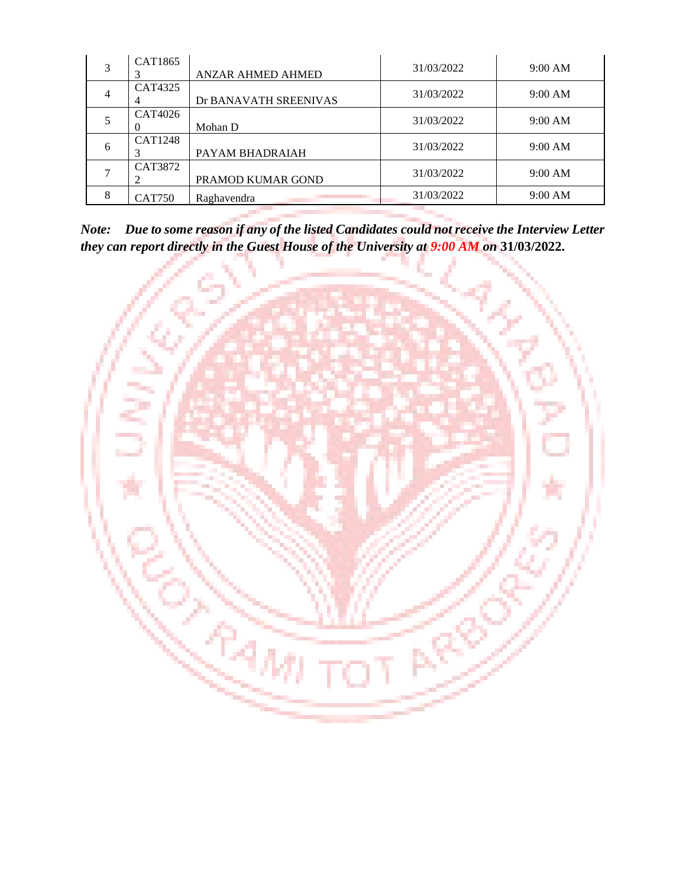| 3 | CAT18653 | ANZAR AHMED AHMED | 31/03/2022 | 9:00 AM |
|---|---|---|---|---|
| 4 | CAT43254 | Dr BANAVATH SREENIVAS | 31/03/2022 | 9:00 AM |
| 5 | CAT40260 | Mohan D | 31/03/2022 | 9:00 AM |
| 6 | CAT12483 | PAYAM BHADRAIAH | 31/03/2022 | 9:00 AM |
| 7 | CAT38722 | PRAMOD KUMAR GOND | 31/03/2022 | 9:00 AM |
| 8 | CAT750 | Raghavendra | 31/03/2022 | 9:00 AM |

***Note: Due to some reason if any of the listed Candidates could not receive the Interview Letter they can report directly in the Guest House of the University at 9:00 AM on* 31/03/2022.**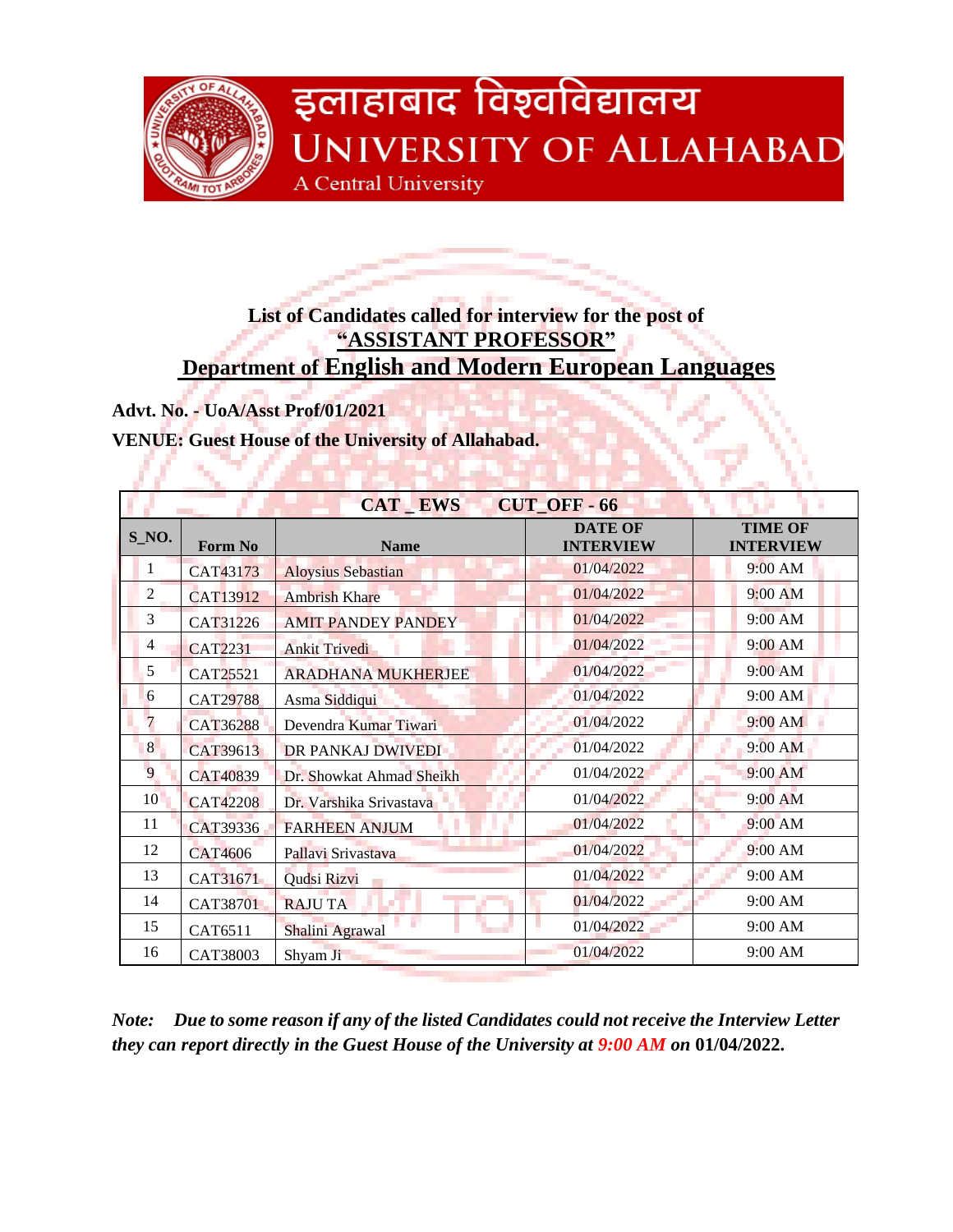इलाहाबाद विश्वविद्यालय
UNIVERSITY OF ALLAHABAD
A Central University

## List of Candidates called for interview for the post of "ASSISTANT PROFESSOR" Department of English and Modern European Languages

**Advt. No. - UoA/Asst Prof/01/2021**

**VENUE: Guest House of the University of Allahabad.**

| CAT _ EWS CUT_OFF - 66 | | | | |
|---|---|---|---|---|
| S_NO. | Form No | Name | DATE OF INTERVIEW | TIME OF INTERVIEW |
| 1 | CAT43173 | Aloysius Sebastian | 01/04/2022 | 9:00 AM |
| 2 | CAT13912 | Ambrish Khare | 01/04/2022 | 9:00 AM |
| 3 | CAT31226 | AMIT PANDEY PANDEY | 01/04/2022 | 9:00 AM |
| 4 | CAT2231 | Ankit Trivedi | 01/04/2022 | 9:00 AM |
| 5 | CAT25521 | ARADHANA MUKHERJEE | 01/04/2022 | 9:00 AM |
| 6 | CAT29788 | Asma Siddiqui | 01/04/2022 | 9:00 AM |
| 7 | CAT36288 | Devendra Kumar Tiwari | 01/04/2022 | 9:00 AM |
| 8 | CAT39613 | DR PANKAJ DWIVEDI | 01/04/2022 | 9:00 AM |
| 9 | CAT40839 | Dr. Showkat Ahmad Sheikh | 01/04/2022 | 9:00 AM |
| 10 | CAT42208 | Dr. Varshika Srivastava | 01/04/2022 | 9:00 AM |
| 11 | CAT39336 | FARHEEN ANJUM | 01/04/2022 | 9:00 AM |
| 12 | CAT4606 | Pallavi Srivastava | 01/04/2022 | 9:00 AM |
| 13 | CAT31671 | Qudsi Rizvi | 01/04/2022 | 9:00 AM |
| 14 | CAT38701 | RAJU TA | 01/04/2022 | 9:00 AM |
| 15 | CAT6511 | Shalini Agrawal | 01/04/2022 | 9:00 AM |
| 16 | CAT38003 | Shyam Ji | 01/04/2022 | 9:00 AM |

*Note: Due to some reason if any of the listed Candidates could not receive the Interview Letter they can report directly in the Guest House of the University at 9:00 AM on* **01/04/2022.**